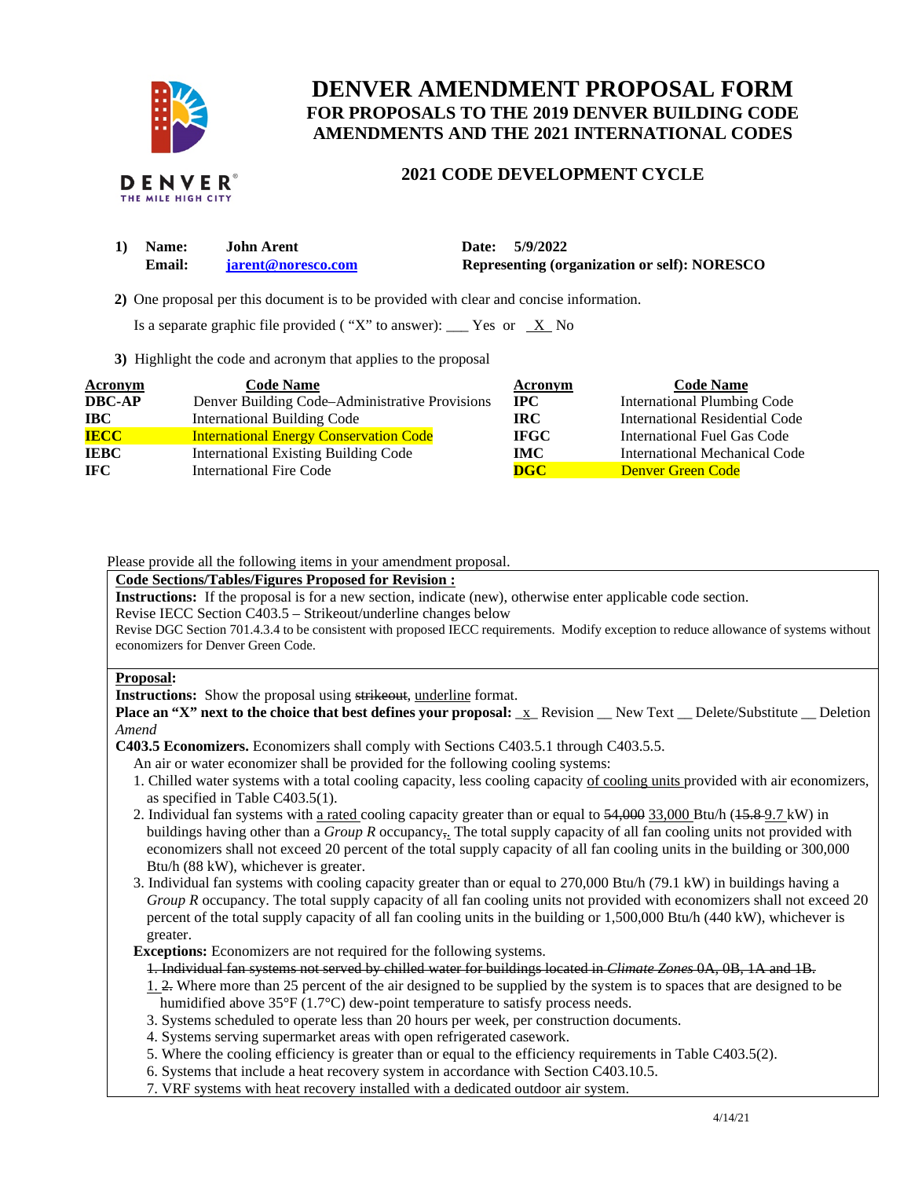# DENVER AMENDMENT PROPOSAL FORM

## FOR PROPOSALS TO THE 2019 DENVER BUILDING CODE AMENDMENTS AND THE 2021 INTERNATIONAL CODES

### 2021 CODE DEVELOPMENT CYCLE

**1) Name:** John Arent  **Date:** 5/9/2022
**Email:** jarent@noresco.com  **Representing (organization or self):** NORESCO

**2)** One proposal per this document is to be provided with clear and concise information.

Is a separate graphic file provided ( "X" to answer): ___ Yes or _X_ No

**3)** Highlight the code and acronym that applies to the proposal

| Acronym | Code Name | Acronym | Code Name |
|---|---|---|---|
| **DBC-AP** | Denver Building Code–Administrative Provisions | **IPC** | International Plumbing Code |
| **IBC** | International Building Code | **IRC** | International Residential Code |
| **IECC** | International Energy Conservation Code | **IFGC** | International Fuel Gas Code |
| **IEBC** | International Existing Building Code | **IMC** | International Mechanical Code |
| **IFC** | International Fire Code | **DGC** | Denver Green Code |

Please provide all the following items in your amendment proposal.

**Code Sections/Tables/Figures Proposed for Revision :**

**Instructions:** If the proposal is for a new section, indicate (new), otherwise enter applicable code section.

Revise IECC Section C403.5 – Strikeout/underline changes below

Revise DGC Section 701.4.3.4 to be consistent with proposed IECC requirements. Modify exception to reduce allowance of systems without economizers for Denver Green Code.

**Proposal:**

**Instructions:** Show the proposal using ~~strikeout~~, <u>underline</u> format.

**Place an "X" next to the choice that best defines your proposal:** _x_ Revision __ New Text __ Delete/Substitute __ Deletion

*Amend*

**C403.5 Economizers.** Economizers shall comply with Sections C403.5.1 through C403.5.5.

An air or water economizer shall be provided for the following cooling systems:

1. Chilled water systems with a total cooling capacity, less cooling capacity <u>of cooling units</u> provided with air economizers, as specified in Table C403.5(1).
2. Individual fan systems with <u>a rated</u> cooling capacity greater than or equal to ~~54,000~~ <u>33,000</u> Btu/h (~~15.8~~ <u>9.7</u> kW) in buildings having other than a *Group R* occupancy~~,~~<u>.</u> The total supply capacity of all fan cooling units not provided with economizers shall not exceed 20 percent of the total supply capacity of all fan cooling units in the building or 300,000 Btu/h (88 kW), whichever is greater.
3. Individual fan systems with cooling capacity greater than or equal to 270,000 Btu/h (79.1 kW) in buildings having a *Group R* occupancy. The total supply capacity of all fan cooling units not provided with economizers shall not exceed 20 percent of the total supply capacity of all fan cooling units in the building or 1,500,000 Btu/h (440 kW), whichever is greater.

**Exceptions:** Economizers are not required for the following systems.

~~1. Individual fan systems not served by chilled water for buildings located in *Climate Zones* 0A, 0B, 1A and 1B.~~

<u>1.</u> ~~2.~~ Where more than 25 percent of the air designed to be supplied by the system is to spaces that are designed to be humidified above 35°F (1.7°C) dew-point temperature to satisfy process needs.

3. Systems scheduled to operate less than 20 hours per week, per construction documents.

4. Systems serving supermarket areas with open refrigerated casework.

5. Where the cooling efficiency is greater than or equal to the efficiency requirements in Table C403.5(2).

6. Systems that include a heat recovery system in accordance with Section C403.10.5.

7. VRF systems with heat recovery installed with a dedicated outdoor air system.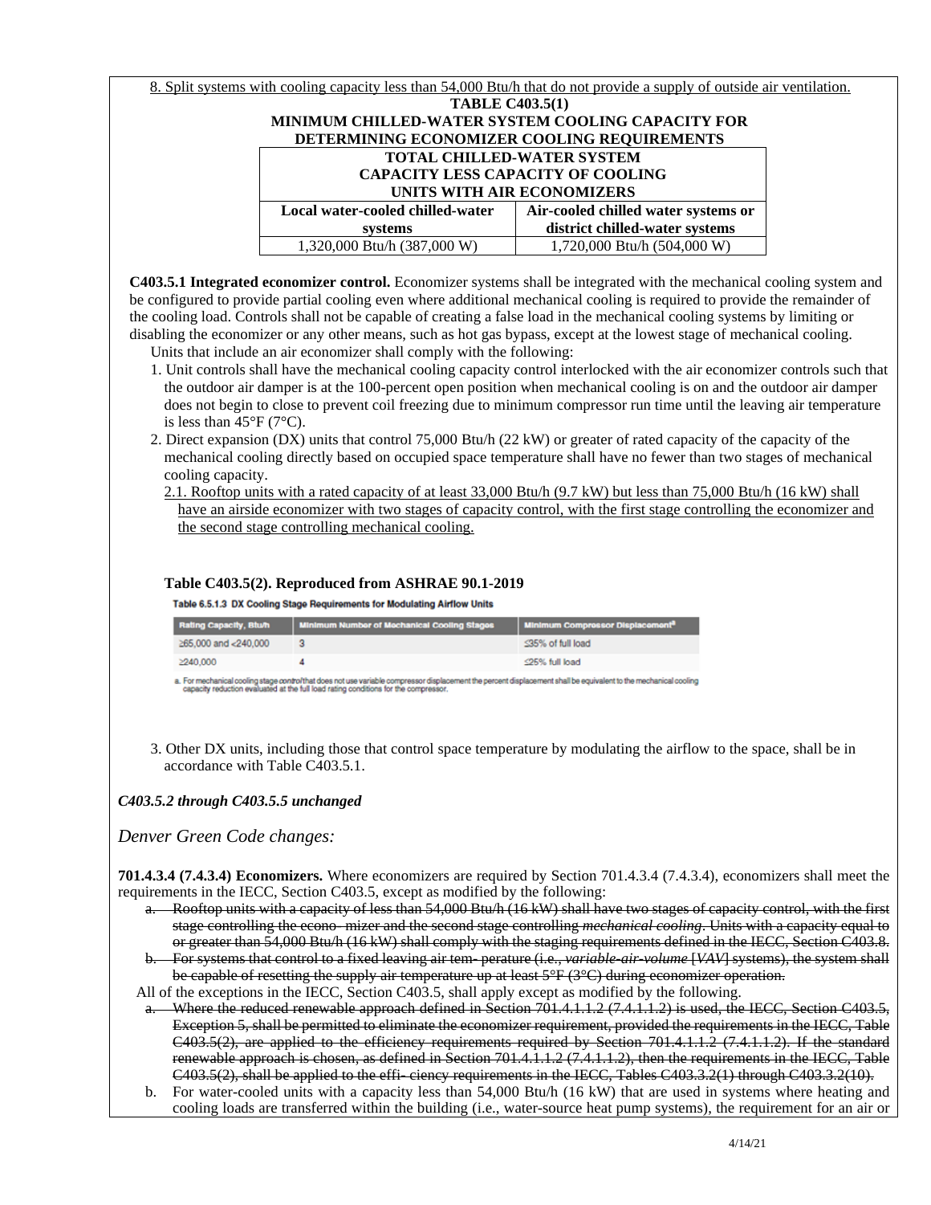8. Split systems with cooling capacity less than 54,000 Btu/h that do not provide a supply of outside air ventilation.

**TABLE C403.5(1)**
**MINIMUM CHILLED-WATER SYSTEM COOLING CAPACITY FOR DETERMINING ECONOMIZER COOLING REQUIREMENTS**

| TOTAL CHILLED-WATER SYSTEM CAPACITY LESS CAPACITY OF COOLING UNITS WITH AIR ECONOMIZERS | |
|---|---|
| **Local water-cooled chilled-water systems** | **Air-cooled chilled water systems or district chilled-water systems** |
| 1,320,000 Btu/h (387,000 W) | 1,720,000 Btu/h (504,000 W) |

**C403.5.1 Integrated economizer control.** Economizer systems shall be integrated with the mechanical cooling system and be configured to provide partial cooling even where additional mechanical cooling is required to provide the remainder of the cooling load. Controls shall not be capable of creating a false load in the mechanical cooling systems by limiting or disabling the economizer or any other means, such as hot gas bypass, except at the lowest stage of mechanical cooling.

Units that include an air economizer shall comply with the following:

1. Unit controls shall have the mechanical cooling capacity control interlocked with the air economizer controls such that the outdoor air damper is at the 100-percent open position when mechanical cooling is on and the outdoor air damper does not begin to close to prevent coil freezing due to minimum compressor run time until the leaving air temperature is less than 45°F (7°C).
2. Direct expansion (DX) units that control 75,000 Btu/h (22 kW) or greater of rated capacity of the capacity of the mechanical cooling directly based on occupied space temperature shall have no fewer than two stages of mechanical cooling capacity.
   2.1. Rooftop units with a rated capacity of at least 33,000 Btu/h (9.7 kW) but less than 75,000 Btu/h (16 kW) shall have an airside economizer with two stages of capacity control, with the first stage controlling the economizer and the second stage controlling mechanical cooling.

**Table C403.5(2). Reproduced from ASHRAE 90.1-2019**

**Table 6.5.1.3 DX Cooling Stage Requirements for Modulating Airflow Units**

| Rating Capacity, Btu/h | Minimum Number of Mechanical Cooling Stages | Minimum Compressor Displacement[a] |
|---|---|---|
| ≥65,000 and <240,000 | 3 | ≤35% of full load |
| ≥240,000 | 4 | ≤25% full load |

a. For mechanical cooling stage *control* that does not use variable compressor displacement the percent displacement shall be equivalent to the mechanical cooling capacity reduction evaluated at the full load rating conditions for the compressor.

3. Other DX units, including those that control space temperature by modulating the airflow to the space, shall be in accordance with Table C403.5.1.

***C403.5.2 through C403.5.5 unchanged***

*Denver Green Code changes:*

**701.4.3.4 (7.4.3.4) Economizers.** Where economizers are required by Section 701.4.3.4 (7.4.3.4), economizers shall meet the requirements in the IECC, Section C403.5, except as modified by the following:

a. ~~Rooftop units with a capacity of less than 54,000 Btu/h (16 kW) shall have two stages of capacity control, with the first stage controlling the econo- mizer and the second stage controlling *mechanical cooling*. Units with a capacity equal to or greater than 54,000 Btu/h (16 kW) shall comply with the staging requirements defined in the IECC, Section C403.8.~~
b. ~~For systems that control to a fixed leaving air tem- perature (i.e., *variable-air-volume* [*VAV*] systems), the system shall be capable of resetting the supply air temperature up at least 5°F (3°C) during economizer operation.~~

All of the exceptions in the IECC, Section C403.5, shall apply except as modified by the following.

a. ~~Where the reduced renewable approach defined in Section 701.4.1.1.2 (7.4.1.1.2) is used, the IECC, Section C403.5, Exception 5, shall be permitted to eliminate the economizer requirement, provided the requirements in the IECC, Table C403.5(2), are applied to the efficiency requirements required by Section 701.4.1.1.2 (7.4.1.1.2). If the standard renewable approach is chosen, as defined in Section 701.4.1.1.2 (7.4.1.1.2), then the requirements in the IECC, Table C403.5(2), shall be applied to the effi- ciency requirements in the IECC, Tables C403.3.2(1) through C403.3.2(10).~~
b. For water-cooled units with a capacity less than 54,000 Btu/h (16 kW) that are used in systems where heating and cooling loads are transferred within the building (i.e., water-source heat pump systems), the requirement for an air or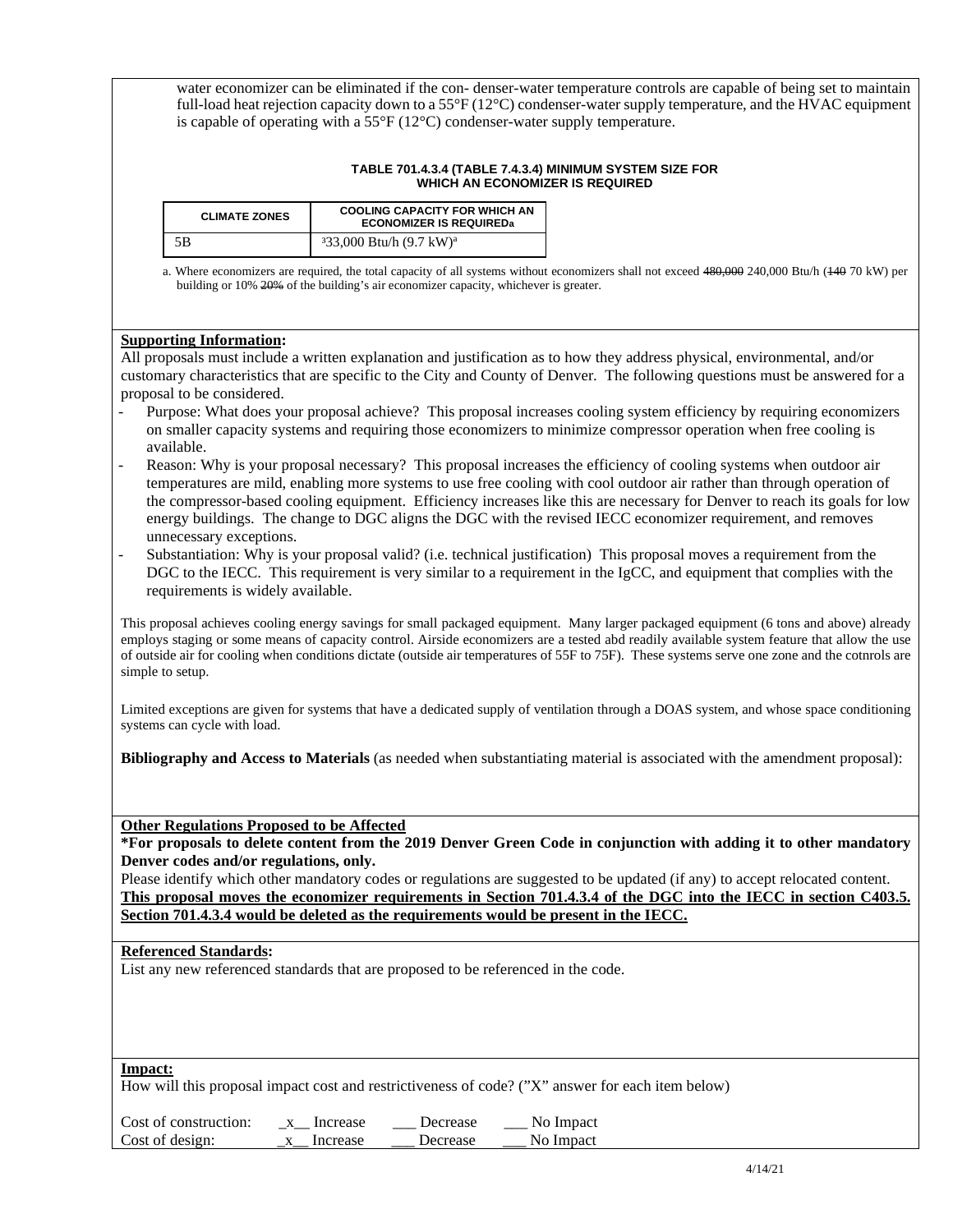water economizer can be eliminated if the con- denser-water temperature controls are capable of being set to maintain full-load heat rejection capacity down to a 55°F (12°C) condenser-water supply temperature, and the HVAC equipment is capable of operating with a 55°F (12°C) condenser-water supply temperature.

**TABLE 701.4.3.4 (TABLE 7.4.3.4) MINIMUM SYSTEM SIZE FOR WHICH AN ECONOMIZER IS REQUIRED**

| CLIMATE ZONES | COOLING CAPACITY FOR WHICH AN ECONOMIZER IS REQUIRED[a] |
| --- | --- |
| 5B | ³33,000 Btu/h (9.7 kW)[a] |

a. Where economizers are required, the total capacity of all systems without economizers shall not exceed ~~480,000~~ 240,000 Btu/h (~~140~~ 70 kW) per building or 10% ~~20%~~ of the building's air economizer capacity, whichever is greater.

**Supporting Information:**

All proposals must include a written explanation and justification as to how they address physical, environmental, and/or customary characteristics that are specific to the City and County of Denver. The following questions must be answered for a proposal to be considered.

- Purpose: What does your proposal achieve? This proposal increases cooling system efficiency by requiring economizers on smaller capacity systems and requiring those economizers to minimize compressor operation when free cooling is available.
- Reason: Why is your proposal necessary? This proposal increases the efficiency of cooling systems when outdoor air temperatures are mild, enabling more systems to use free cooling with cool outdoor air rather than through operation of the compressor-based cooling equipment. Efficiency increases like this are necessary for Denver to reach its goals for low energy buildings. The change to DGC aligns the DGC with the revised IECC economizer requirement, and removes unnecessary exceptions.
- Substantiation: Why is your proposal valid? (i.e. technical justification) This proposal moves a requirement from the DGC to the IECC. This requirement is very similar to a requirement in the IgCC, and equipment that complies with the requirements is widely available.

This proposal achieves cooling energy savings for small packaged equipment. Many larger packaged equipment (6 tons and above) already employs staging or some means of capacity control. Airside economizers are a tested abd readily available system feature that allow the use of outside air for cooling when conditions dictate (outside air temperatures of 55F to 75F). These systems serve one zone and the cotnrols are simple to setup.

Limited exceptions are given for systems that have a dedicated supply of ventilation through a DOAS system, and whose space conditioning systems can cycle with load.

**Bibliography and Access to Materials** (as needed when substantiating material is associated with the amendment proposal):

**Other Regulations Proposed to be Affected**

**\*For proposals to delete content from the 2019 Denver Green Code in conjunction with adding it to other mandatory Denver codes and/or regulations, only.**

Please identify which other mandatory codes or regulations are suggested to be updated (if any) to accept relocated content.

**This proposal moves the economizer requirements in Section 701.4.3.4 of the DGC into the IECC in section C403.5. Section 701.4.3.4 would be deleted as the requirements would be present in the IECC.**

**Referenced Standards:**

List any new referenced standards that are proposed to be referenced in the code.

**Impact:**

How will this proposal impact cost and restrictiveness of code? ("X" answer for each item below)

Cost of construction: _x__ Increase ___ Decrease ___ No Impact

Cost of design: _x__ Increase ___ Decrease ___ No Impact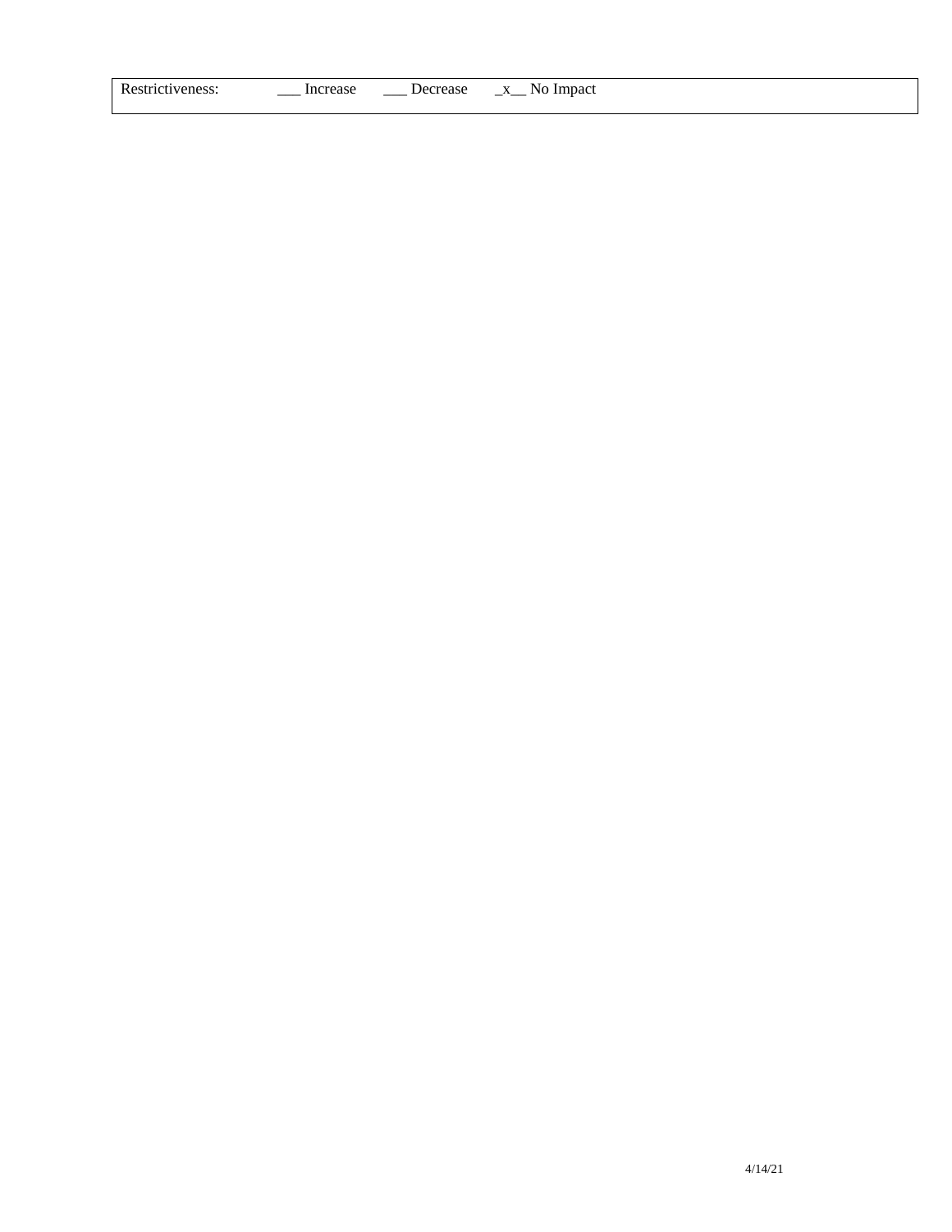| | | | |
|---|---|---|---|
| Restrictiveness: | ___ Increase | ___ Decrease | _x__ No Impact |

4/14/21